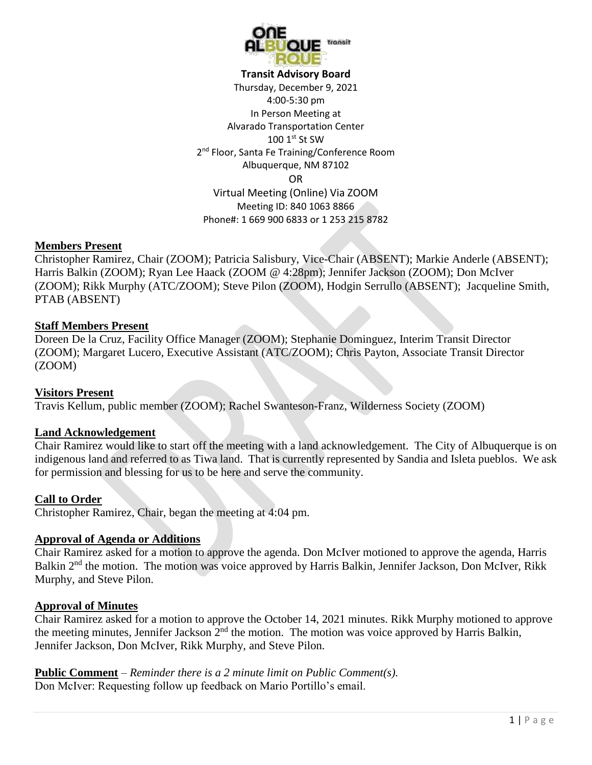**Transit Advisory Board**

Thursday, December 9, 2021
4:00-5:30 pm
In Person Meeting at
Alvarado Transportation Center
100 1st St SW
2nd Floor, Santa Fe Training/Conference Room
Albuquerque, NM 87102
OR
Virtual Meeting (Online) Via ZOOM
Meeting ID: 840 1063 8866
Phone#: 1 669 900 6833 or 1 253 215 8782

## Members Present

Christopher Ramirez, Chair (ZOOM); Patricia Salisbury, Vice-Chair (ABSENT); Markie Anderle (ABSENT); Harris Balkin (ZOOM); Ryan Lee Haack (ZOOM @ 4:28pm); Jennifer Jackson (ZOOM); Don McIver (ZOOM); Rikk Murphy (ATC/ZOOM); Steve Pilon (ZOOM), Hodgin Serrullo (ABSENT); Jacqueline Smith, PTAB (ABSENT)

## Staff Members Present

Doreen De la Cruz, Facility Office Manager (ZOOM); Stephanie Dominguez, Interim Transit Director (ZOOM); Margaret Lucero, Executive Assistant (ATC/ZOOM); Chris Payton, Associate Transit Director (ZOOM)

## Visitors Present

Travis Kellum, public member (ZOOM); Rachel Swanteson-Franz, Wilderness Society (ZOOM)

## Land Acknowledgement

Chair Ramirez would like to start off the meeting with a land acknowledgement. The City of Albuquerque is on indigenous land and referred to as Tiwa land. That is currently represented by Sandia and Isleta pueblos. We ask for permission and blessing for us to be here and serve the community.

## Call to Order

Christopher Ramirez, Chair, began the meeting at 4:04 pm.

## Approval of Agenda or Additions

Chair Ramirez asked for a motion to approve the agenda. Don McIver motioned to approve the agenda, Harris Balkin 2nd the motion. The motion was voice approved by Harris Balkin, Jennifer Jackson, Don McIver, Rikk Murphy, and Steve Pilon.

## Approval of Minutes

Chair Ramirez asked for a motion to approve the October 14, 2021 minutes. Rikk Murphy motioned to approve the meeting minutes, Jennifer Jackson 2nd the motion. The motion was voice approved by Harris Balkin, Jennifer Jackson, Don McIver, Rikk Murphy, and Steve Pilon.

**Public Comment** – *Reminder there is a 2 minute limit on Public Comment(s).*

Don McIver: Requesting follow up feedback on Mario Portillo's email.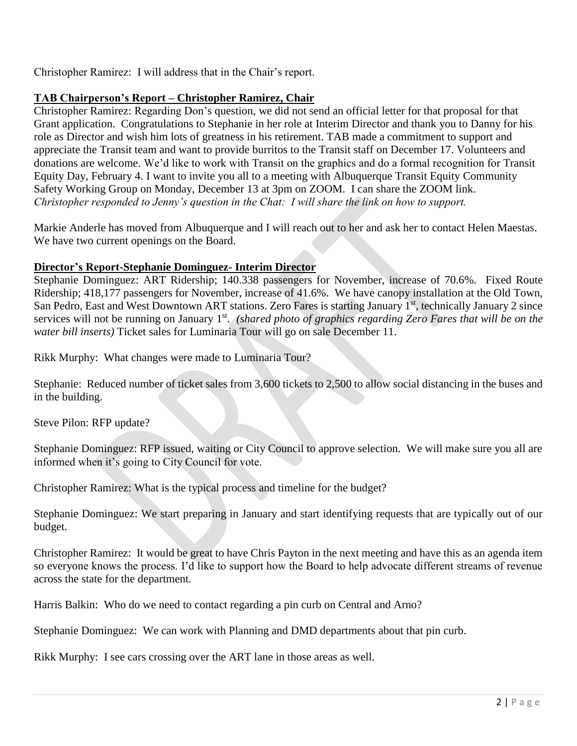Christopher Ramirez: I will address that in the Chair's report.

**TAB Chairperson's Report – Christopher Ramirez, Chair**

Christopher Ramirez: Regarding Don's question, we did not send an official letter for that proposal for that Grant application. Congratulations to Stephanie in her role at Interim Director and thank you to Danny for his role as Director and wish him lots of greatness in his retirement. TAB made a commitment to support and appreciate the Transit team and want to provide burritos to the Transit staff on December 17. Volunteers and donations are welcome. We'd like to work with Transit on the graphics and do a formal recognition for Transit Equity Day, February 4. I want to invite you all to a meeting with Albuquerque Transit Equity Community Safety Working Group on Monday, December 13 at 3pm on ZOOM. I can share the ZOOM link.
*Christopher responded to Jenny's question in the Chat: I will share the link on how to support.*

Markie Anderle has moved from Albuquerque and I will reach out to her and ask her to contact Helen Maestas. We have two current openings on the Board.

**Director's Report-Stephanie Dominguez- Interim Director**

Stephanie Dominguez: ART Ridership; 140.338 passengers for November, increase of 70.6%. Fixed Route Ridership; 418,177 passengers for November, increase of 41.6%. We have canopy installation at the Old Town, San Pedro, East and West Downtown ART stations. Zero Fares is starting January 1st, technically January 2 since services will not be running on January 1st. *(shared photo of graphics regarding Zero Fares that will be on the water bill inserts)* Ticket sales for Luminaria Tour will go on sale December 11.

Rikk Murphy: What changes were made to Luminaria Tour?

Stephanie: Reduced number of ticket sales from 3,600 tickets to 2,500 to allow social distancing in the buses and in the building.

Steve Pilon: RFP update?

Stephanie Dominguez: RFP issued, waiting or City Council to approve selection. We will make sure you all are informed when it's going to City Council for vote.

Christopher Ramirez: What is the typical process and timeline for the budget?

Stephanie Dominguez: We start preparing in January and start identifying requests that are typically out of our budget.

Christopher Ramirez: It would be great to have Chris Payton in the next meeting and have this as an agenda item so everyone knows the process. I'd like to support how the Board to help advocate different streams of revenue across the state for the department.

Harris Balkin: Who do we need to contact regarding a pin curb on Central and Arno?

Stephanie Dominguez: We can work with Planning and DMD departments about that pin curb.

Rikk Murphy: I see cars crossing over the ART lane in those areas as well.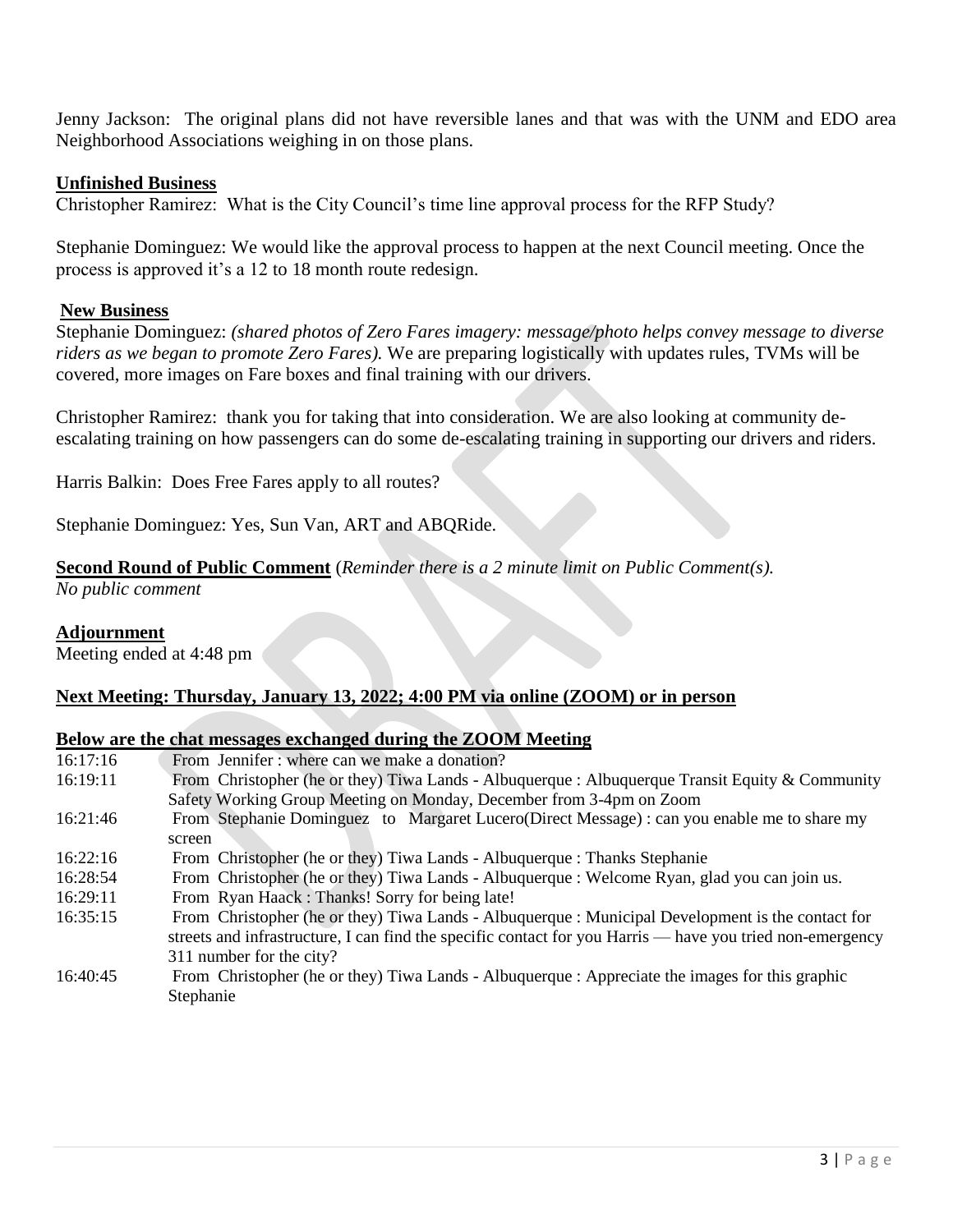Jenny Jackson: The original plans did not have reversible lanes and that was with the UNM and EDO area Neighborhood Associations weighing in on those plans.

**Unfinished Business**

Christopher Ramirez: What is the City Council's time line approval process for the RFP Study?

Stephanie Dominguez: We would like the approval process to happen at the next Council meeting. Once the process is approved it's a 12 to 18 month route redesign.

**New Business**

Stephanie Dominguez: *(shared photos of Zero Fares imagery: message/photo helps convey message to diverse riders as we began to promote Zero Fares).* We are preparing logistically with updates rules, TVMs will be covered, more images on Fare boxes and final training with our drivers.

Christopher Ramirez: thank you for taking that into consideration. We are also looking at community de-escalating training on how passengers can do some de-escalating training in supporting our drivers and riders.

Harris Balkin: Does Free Fares apply to all routes?

Stephanie Dominguez: Yes, Sun Van, ART and ABQRide.

**Second Round of Public Comment** (*Reminder there is a 2 minute limit on Public Comment(s).*

*No public comment*

**Adjournment**

Meeting ended at 4:48 pm

**Next Meeting: Thursday, January 13, 2022; 4:00 PM via online (ZOOM) or in person**

**Below are the chat messages exchanged during the ZOOM Meeting**

| | |
|---|---|
| 16:17:16 | From Jennifer : where can we make a donation? |
| 16:19:11 | From Christopher (he or they) Tiwa Lands - Albuquerque : Albuquerque Transit Equity & Community Safety Working Group Meeting on Monday, December from 3-4pm on Zoom |
| 16:21:46 | From Stephanie Dominguez to Margaret Lucero(Direct Message) : can you enable me to share my screen |
| 16:22:16 | From Christopher (he or they) Tiwa Lands - Albuquerque : Thanks Stephanie |
| 16:28:54 | From Christopher (he or they) Tiwa Lands - Albuquerque : Welcome Ryan, glad you can join us. |
| 16:29:11 | From Ryan Haack : Thanks! Sorry for being late! |
| 16:35:15 | From Christopher (he or they) Tiwa Lands - Albuquerque : Municipal Development is the contact for streets and infrastructure, I can find the specific contact for you Harris — have you tried non-emergency 311 number for the city? |
| 16:40:45 | From Christopher (he or they) Tiwa Lands - Albuquerque : Appreciate the images for this graphic Stephanie |